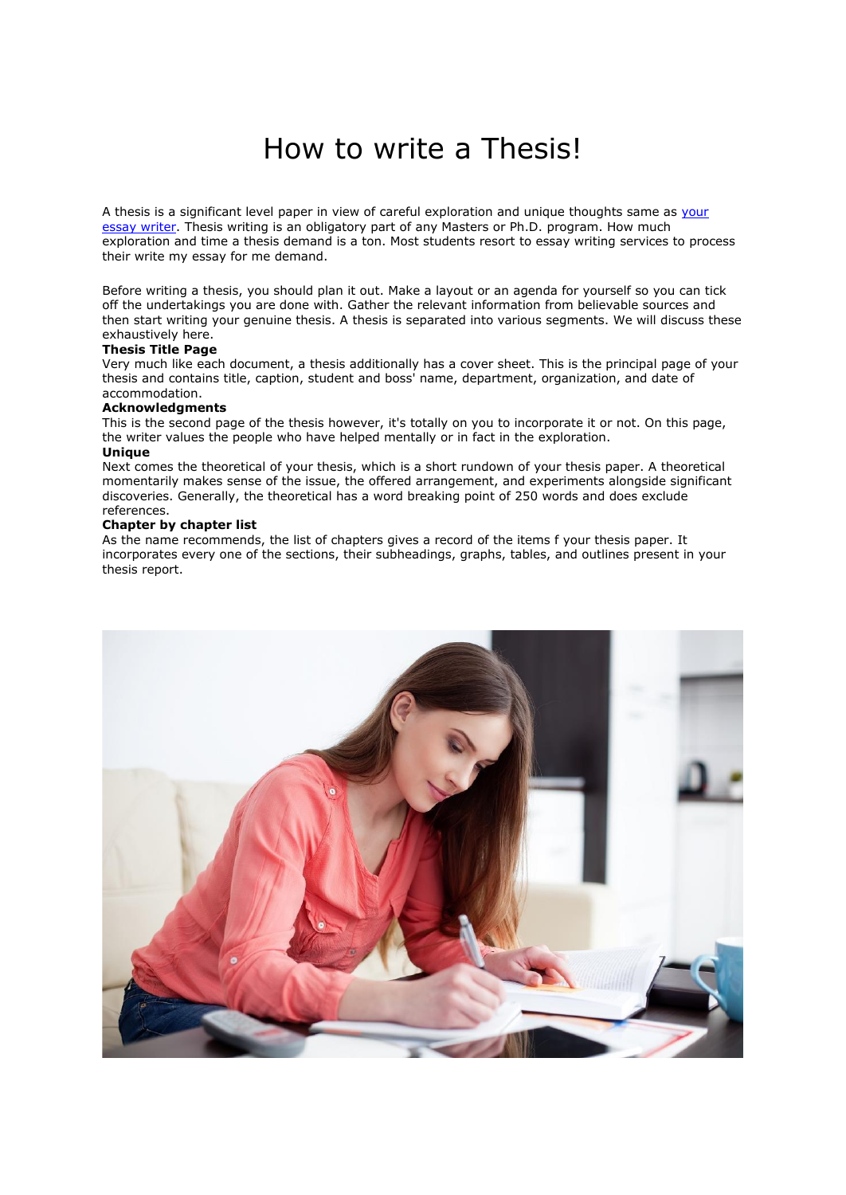# How to write a Thesis!

A thesis is a significant level paper in view of careful exploration and unique thoughts same as [your essay writer](). Thesis writing is an obligatory part of any Masters or Ph.D. program. How much exploration and time a thesis demand is a ton. Most students resort to essay writing services to process their write my essay for me demand.

Before writing a thesis, you should plan it out. Make a layout or an agenda for yourself so you can tick off the undertakings you are done with. Gather the relevant information from believable sources and then start writing your genuine thesis. A thesis is separated into various segments. We will discuss these exhaustively here.

**Thesis Title Page**

Very much like each document, a thesis additionally has a cover sheet. This is the principal page of your thesis and contains title, caption, student and boss' name, department, organization, and date of accommodation.

**Acknowledgments**

This is the second page of the thesis however, it's totally on you to incorporate it or not. On this page, the writer values the people who have helped mentally or in fact in the exploration.

**Unique**

Next comes the theoretical of your thesis, which is a short rundown of your thesis paper. A theoretical momentarily makes sense of the issue, the offered arrangement, and experiments alongside significant discoveries. Generally, the theoretical has a word breaking point of 250 words and does exclude references.

**Chapter by chapter list**

As the name recommends, the list of chapters gives a record of the items f your thesis paper. It incorporates every one of the sections, their subheadings, graphs, tables, and outlines present in your thesis report.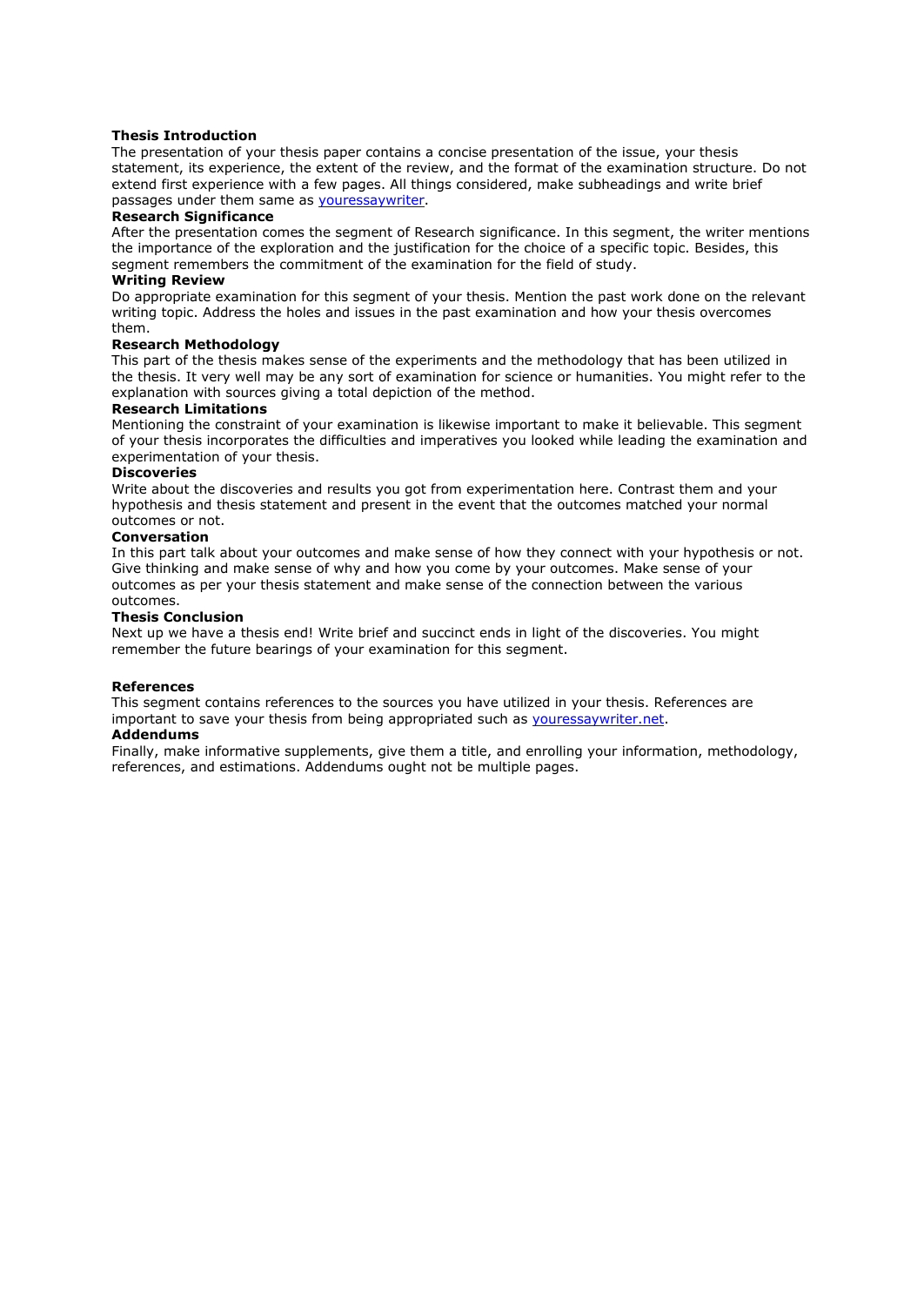**Thesis Introduction**

The presentation of your thesis paper contains a concise presentation of the issue, your thesis statement, its experience, the extent of the review, and the format of the examination structure. Do not extend first experience with a few pages. All things considered, make subheadings and write brief passages under them same as [youressaywriter](https://youressaywriter.net).

**Research Significance**

After the presentation comes the segment of Research significance. In this segment, the writer mentions the importance of the exploration and the justification for the choice of a specific topic. Besides, this segment remembers the commitment of the examination for the field of study.

**Writing Review**

Do appropriate examination for this segment of your thesis. Mention the past work done on the relevant writing topic. Address the holes and issues in the past examination and how your thesis overcomes them.

**Research Methodology**

This part of the thesis makes sense of the experiments and the methodology that has been utilized in the thesis. It very well may be any sort of examination for science or humanities. You might refer to the explanation with sources giving a total depiction of the method.

**Research Limitations**

Mentioning the constraint of your examination is likewise important to make it believable. This segment of your thesis incorporates the difficulties and imperatives you looked while leading the examination and experimentation of your thesis.

**Discoveries**

Write about the discoveries and results you got from experimentation here. Contrast them and your hypothesis and thesis statement and present in the event that the outcomes matched your normal outcomes or not.

**Conversation**

In this part talk about your outcomes and make sense of how they connect with your hypothesis or not. Give thinking and make sense of why and how you come by your outcomes. Make sense of your outcomes as per your thesis statement and make sense of the connection between the various outcomes.

**Thesis Conclusion**

Next up we have a thesis end! Write brief and succinct ends in light of the discoveries. You might remember the future bearings of your examination for this segment.

**References**

This segment contains references to the sources you have utilized in your thesis. References are important to save your thesis from being appropriated such as [youressaywriter.net](https://youressaywriter.net).

**Addendums**

Finally, make informative supplements, give them a title, and enrolling your information, methodology, references, and estimations. Addendums ought not be multiple pages.